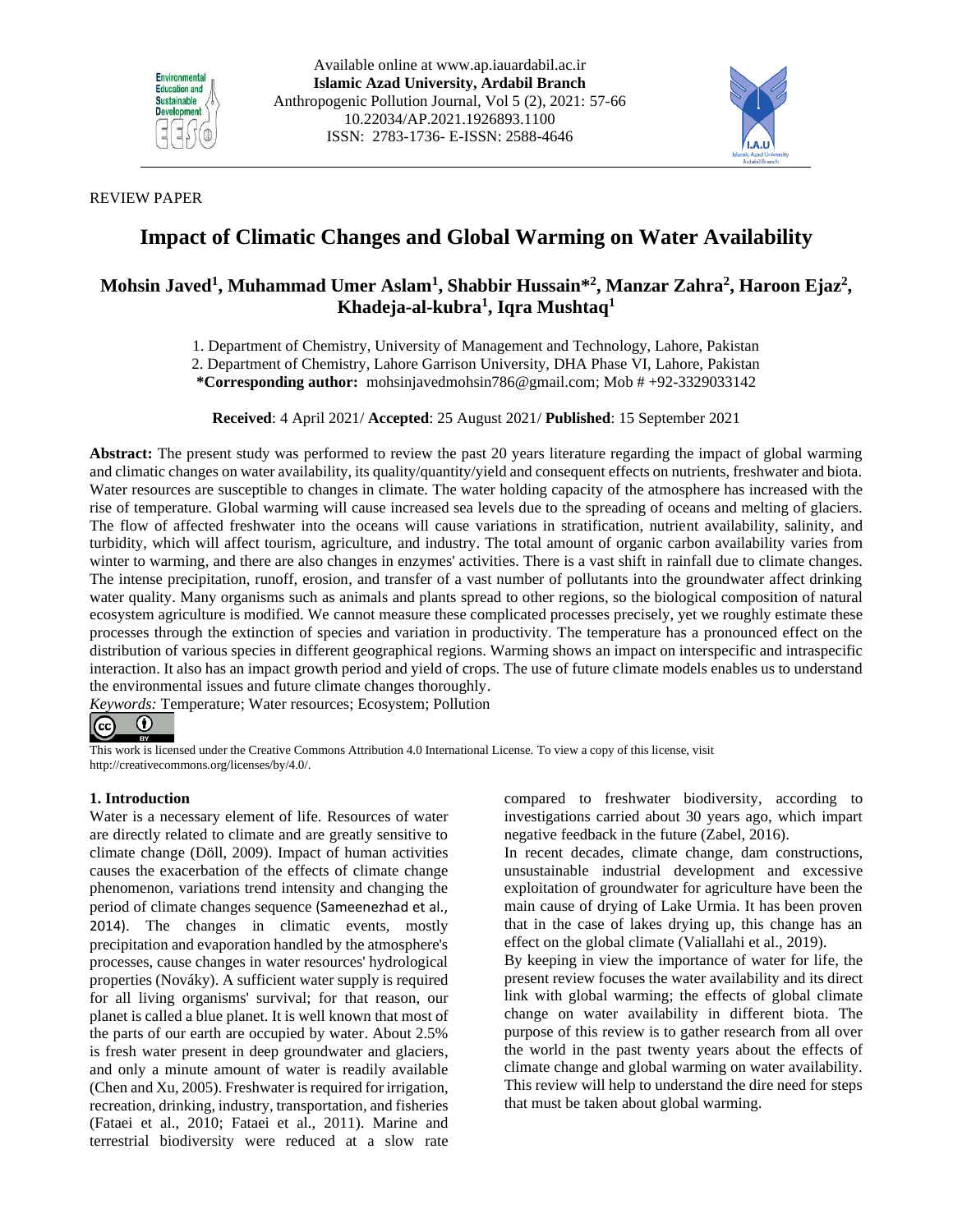Available online at www.ap.iauardabil.ac.ir
**Islamic Azad University, Ardabil Branch**
Anthropogenic Pollution Journal, Vol 5 (2), 2021: 57-66
10.22034/AP.2021.1926893.1100
ISSN: 2783-1736- E-ISSN: 2588-4646

REVIEW PAPER

# Impact of Climatic Changes and Global Warming on Water Availability

**Mohsin Javed[1], Muhammad Umer Aslam[1], Shabbir Hussain*[2], Manzar Zahra[2], Haroon Ejaz[2], Khadeja-al-kubra[1], Iqra Mushtaq[1]**

1. Department of Chemistry, University of Management and Technology, Lahore, Pakistan
2. Department of Chemistry, Lahore Garrison University, DHA Phase VI, Lahore, Pakistan

**\*Corresponding author:** mohsinjavedmohsin786@gmail.com; Mob # +92-3329033142

**Received**: 4 April 2021/ **Accepted**: 25 August 2021/ **Published**: 15 September 2021

**Abstract:** The present study was performed to review the past 20 years literature regarding the impact of global warming and climatic changes on water availability, its quality/quantity/yield and consequent effects on nutrients, freshwater and biota. Water resources are susceptible to changes in climate. The water holding capacity of the atmosphere has increased with the rise of temperature. Global warming will cause increased sea levels due to the spreading of oceans and melting of glaciers. The flow of affected freshwater into the oceans will cause variations in stratification, nutrient availability, salinity, and turbidity, which will affect tourism, agriculture, and industry. The total amount of organic carbon availability varies from winter to warming, and there are also changes in enzymes' activities. There is a vast shift in rainfall due to climate changes. The intense precipitation, runoff, erosion, and transfer of a vast number of pollutants into the groundwater affect drinking water quality. Many organisms such as animals and plants spread to other regions, so the biological composition of natural ecosystem agriculture is modified. We cannot measure these complicated processes precisely, yet we roughly estimate these processes through the extinction of species and variation in productivity. The temperature has a pronounced effect on the distribution of various species in different geographical regions. Warming shows an impact on interspecific and intraspecific interaction. It also has an impact growth period and yield of crops. The use of future climate models enables us to understand the environmental issues and future climate changes thoroughly.

*Keywords:* Temperature; Water resources; Ecosystem; Pollution

This work is licensed under the Creative Commons Attribution 4.0 International License. To view a copy of this license, visit http://creativecommons.org/licenses/by/4.0/.

## 1. Introduction

Water is a necessary element of life. Resources of water are directly related to climate and are greatly sensitive to climate change (Döll, 2009). Impact of human activities causes the exacerbation of the effects of climate change phenomenon, variations trend intensity and changing the period of climate changes sequence (Sameenezhad et al., 2014). The changes in climatic events, mostly precipitation and evaporation handled by the atmosphere's processes, cause changes in water resources' hydrological properties (Nováky). A sufficient water supply is required for all living organisms' survival; for that reason, our planet is called a blue planet. It is well known that most of the parts of our earth are occupied by water. About 2.5% is fresh water present in deep groundwater and glaciers, and only a minute amount of water is readily available (Chen and Xu, 2005). Freshwater is required for irrigation, recreation, drinking, industry, transportation, and fisheries (Fataei et al., 2010; Fataei et al., 2011). Marine and terrestrial biodiversity were reduced at a slow rate compared to freshwater biodiversity, according to investigations carried about 30 years ago, which impart negative feedback in the future (Zabel, 2016).

In recent decades, climate change, dam constructions, unsustainable industrial development and excessive exploitation of groundwater for agriculture have been the main cause of drying of Lake Urmia. It has been proven that in the case of lakes drying up, this change has an effect on the global climate (Valiallahi et al., 2019).

By keeping in view the importance of water for life, the present review focuses the water availability and its direct link with global warming; the effects of global climate change on water availability in different biota. The purpose of this review is to gather research from all over the world in the past twenty years about the effects of climate change and global warming on water availability. This review will help to understand the dire need for steps that must be taken about global warming.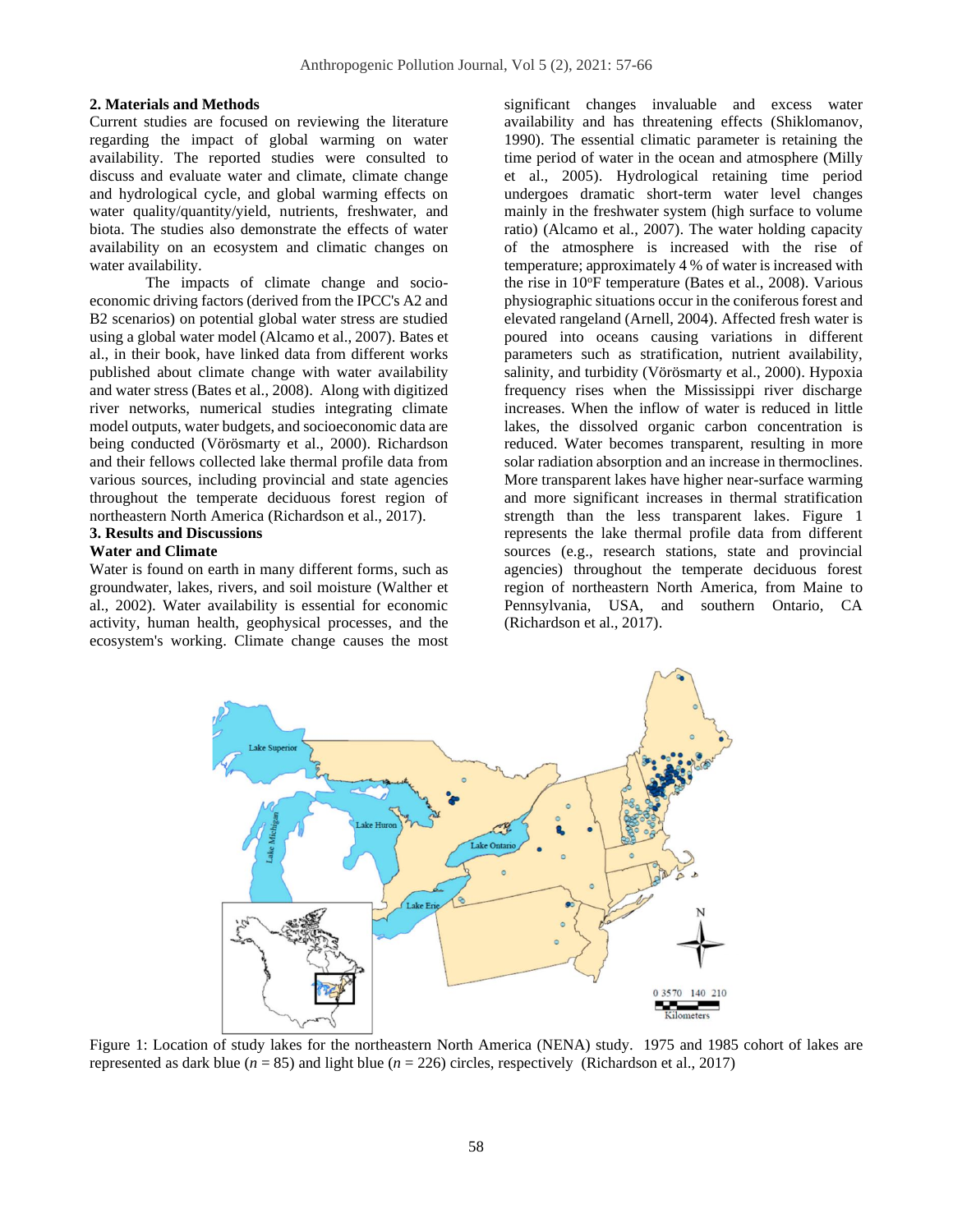## 2. Materials and Methods

Current studies are focused on reviewing the literature regarding the impact of global warming on water availability. The reported studies were consulted to discuss and evaluate water and climate, climate change and hydrological cycle, and global warming effects on water quality/quantity/yield, nutrients, freshwater, and biota. The studies also demonstrate the effects of water availability on an ecosystem and climatic changes on water availability.

The impacts of climate change and socio-economic driving factors (derived from the IPCC's A2 and B2 scenarios) on potential global water stress are studied using a global water model (Alcamo et al., 2007). Bates et al., in their book, have linked data from different works published about climate change with water availability and water stress (Bates et al., 2008). Along with digitized river networks, numerical studies integrating climate model outputs, water budgets, and socioeconomic data are being conducted (Vörösmarty et al., 2000). Richardson and their fellows collected lake thermal profile data from various sources, including provincial and state agencies throughout the temperate deciduous forest region of northeastern North America (Richardson et al., 2017).

## 3. Results and Discussions

### Water and Climate

Water is found on earth in many different forms, such as groundwater, lakes, rivers, and soil moisture (Walther et al., 2002). Water availability is essential for economic activity, human health, geophysical processes, and the ecosystem's working. Climate change causes the most significant changes invaluable and excess water availability and has threatening effects (Shiklomanov, 1990). The essential climatic parameter is retaining the time period of water in the ocean and atmosphere (Milly et al., 2005). Hydrological retaining time period undergoes dramatic short-term water level changes mainly in the freshwater system (high surface to volume ratio) (Alcamo et al., 2007). The water holding capacity of the atmosphere is increased with the rise of temperature; approximately 4 % of water is increased with the rise in 10$^{o}$F temperature (Bates et al., 2008). Various physiographic situations occur in the coniferous forest and elevated rangeland (Arnell, 2004). Affected fresh water is poured into oceans causing variations in different parameters such as stratification, nutrient availability, salinity, and turbidity (Vörösmarty et al., 2000). Hypoxia frequency rises when the Mississippi river discharge increases. When the inflow of water is reduced in little lakes, the dissolved organic carbon concentration is reduced. Water becomes transparent, resulting in more solar radiation absorption and an increase in thermoclines. More transparent lakes have higher near-surface warming and more significant increases in thermal stratification strength than the less transparent lakes. Figure 1 represents the lake thermal profile data from different sources (e.g., research stations, state and provincial agencies) throughout the temperate deciduous forest region of northeastern North America, from Maine to Pennsylvania, USA, and southern Ontario, CA (Richardson et al., 2017).

Figure 1: Location of study lakes for the northeastern North America (NENA) study. 1975 and 1985 cohort of lakes are represented as dark blue ($n$ = 85) and light blue ($n$ = 226) circles, respectively (Richardson et al., 2017)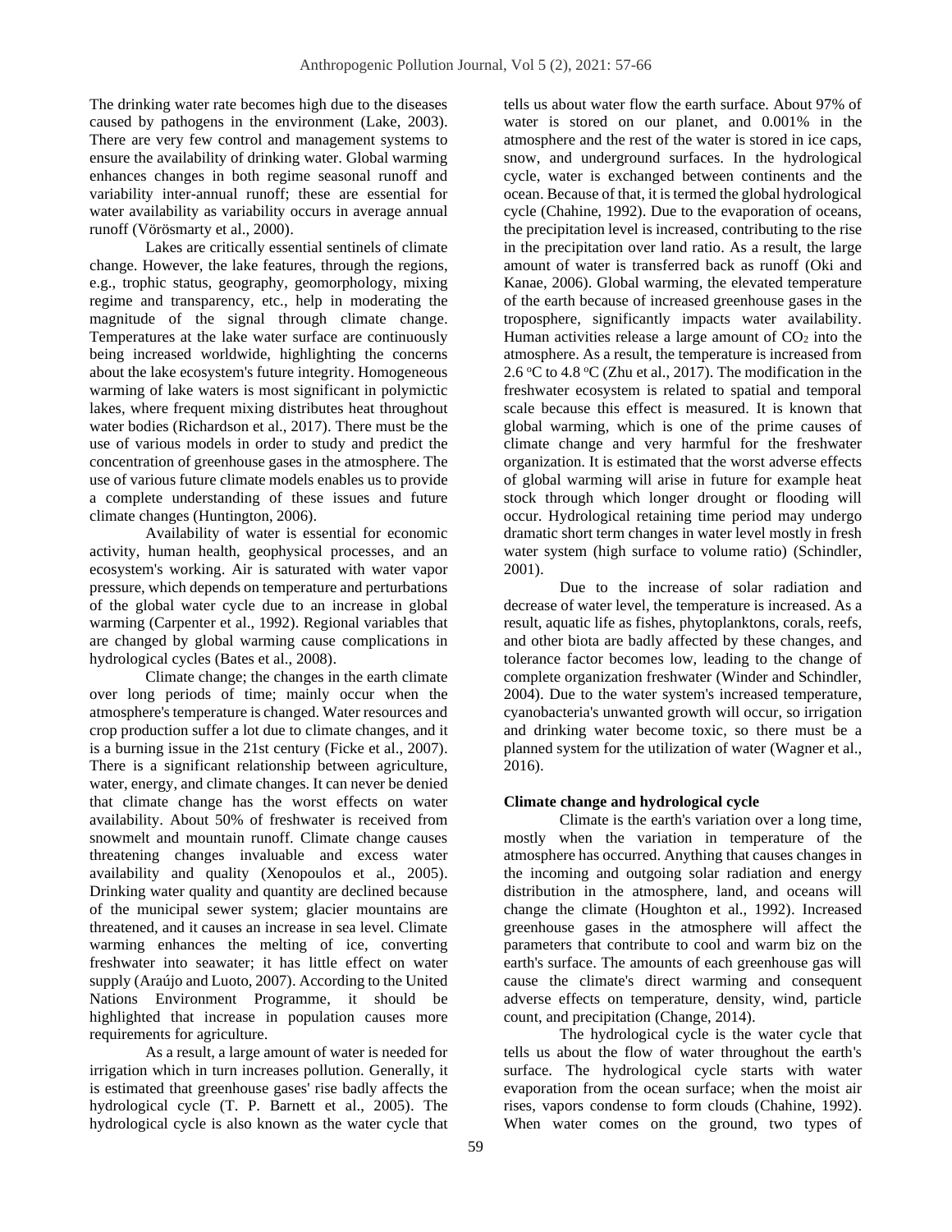The drinking water rate becomes high due to the diseases caused by pathogens in the environment (Lake, 2003). There are very few control and management systems to ensure the availability of drinking water. Global warming enhances changes in both regime seasonal runoff and variability inter-annual runoff; these are essential for water availability as variability occurs in average annual runoff (Vörösmarty et al., 2000).

Lakes are critically essential sentinels of climate change. However, the lake features, through the regions, e.g., trophic status, geography, geomorphology, mixing regime and transparency, etc., help in moderating the magnitude of the signal through climate change. Temperatures at the lake water surface are continuously being increased worldwide, highlighting the concerns about the lake ecosystem's future integrity. Homogeneous warming of lake waters is most significant in polymictic lakes, where frequent mixing distributes heat throughout water bodies (Richardson et al., 2017). There must be the use of various models in order to study and predict the concentration of greenhouse gases in the atmosphere. The use of various future climate models enables us to provide a complete understanding of these issues and future climate changes (Huntington, 2006).

Availability of water is essential for economic activity, human health, geophysical processes, and an ecosystem's working. Air is saturated with water vapor pressure, which depends on temperature and perturbations of the global water cycle due to an increase in global warming (Carpenter et al., 1992). Regional variables that are changed by global warming cause complications in hydrological cycles (Bates et al., 2008).

Climate change; the changes in the earth climate over long periods of time; mainly occur when the atmosphere's temperature is changed. Water resources and crop production suffer a lot due to climate changes, and it is a burning issue in the 21st century (Ficke et al., 2007). There is a significant relationship between agriculture, water, energy, and climate changes. It can never be denied that climate change has the worst effects on water availability. About 50% of freshwater is received from snowmelt and mountain runoff. Climate change causes threatening changes invaluable and excess water availability and quality (Xenopoulos et al., 2005). Drinking water quality and quantity are declined because of the municipal sewer system; glacier mountains are threatened, and it causes an increase in sea level. Climate warming enhances the melting of ice, converting freshwater into seawater; it has little effect on water supply (Araújo and Luoto, 2007). According to the United Nations Environment Programme, it should be highlighted that increase in population causes more requirements for agriculture.

As a result, a large amount of water is needed for irrigation which in turn increases pollution. Generally, it is estimated that greenhouse gases' rise badly affects the hydrological cycle (T. P. Barnett et al., 2005). The hydrological cycle is also known as the water cycle that tells us about water flow the earth surface. About 97% of water is stored on our planet, and 0.001% in the atmosphere and the rest of the water is stored in ice caps, snow, and underground surfaces. In the hydrological cycle, water is exchanged between continents and the ocean. Because of that, it is termed the global hydrological cycle (Chahine, 1992). Due to the evaporation of oceans, the precipitation level is increased, contributing to the rise in the precipitation over land ratio. As a result, the large amount of water is transferred back as runoff (Oki and Kanae, 2006). Global warming, the elevated temperature of the earth because of increased greenhouse gases in the troposphere, significantly impacts water availability. Human activities release a large amount of $CO_2$ into the atmosphere. As a result, the temperature is increased from 2.6 °C to 4.8 °C (Zhu et al., 2017). The modification in the freshwater ecosystem is related to spatial and temporal scale because this effect is measured. It is known that global warming, which is one of the prime causes of climate change and very harmful for the freshwater organization. It is estimated that the worst adverse effects of global warming will arise in future for example heat stock through which longer drought or flooding will occur. Hydrological retaining time period may undergo dramatic short term changes in water level mostly in fresh water system (high surface to volume ratio) (Schindler, 2001).

Due to the increase of solar radiation and decrease of water level, the temperature is increased. As a result, aquatic life as fishes, phytoplanktons, corals, reefs, and other biota are badly affected by these changes, and tolerance factor becomes low, leading to the change of complete organization freshwater (Winder and Schindler, 2004). Due to the water system's increased temperature, cyanobacteria's unwanted growth will occur, so irrigation and drinking water become toxic, so there must be a planned system for the utilization of water (Wagner et al., 2016).

## Climate change and hydrological cycle

Climate is the earth's variation over a long time, mostly when the variation in temperature of the atmosphere has occurred. Anything that causes changes in the incoming and outgoing solar radiation and energy distribution in the atmosphere, land, and oceans will change the climate (Houghton et al., 1992). Increased greenhouse gases in the atmosphere will affect the parameters that contribute to cool and warm biz on the earth's surface. The amounts of each greenhouse gas will cause the climate's direct warming and consequent adverse effects on temperature, density, wind, particle count, and precipitation (Change, 2014).

The hydrological cycle is the water cycle that tells us about the flow of water throughout the earth's surface. The hydrological cycle starts with water evaporation from the ocean surface; when the moist air rises, vapors condense to form clouds (Chahine, 1992). When water comes on the ground, two types of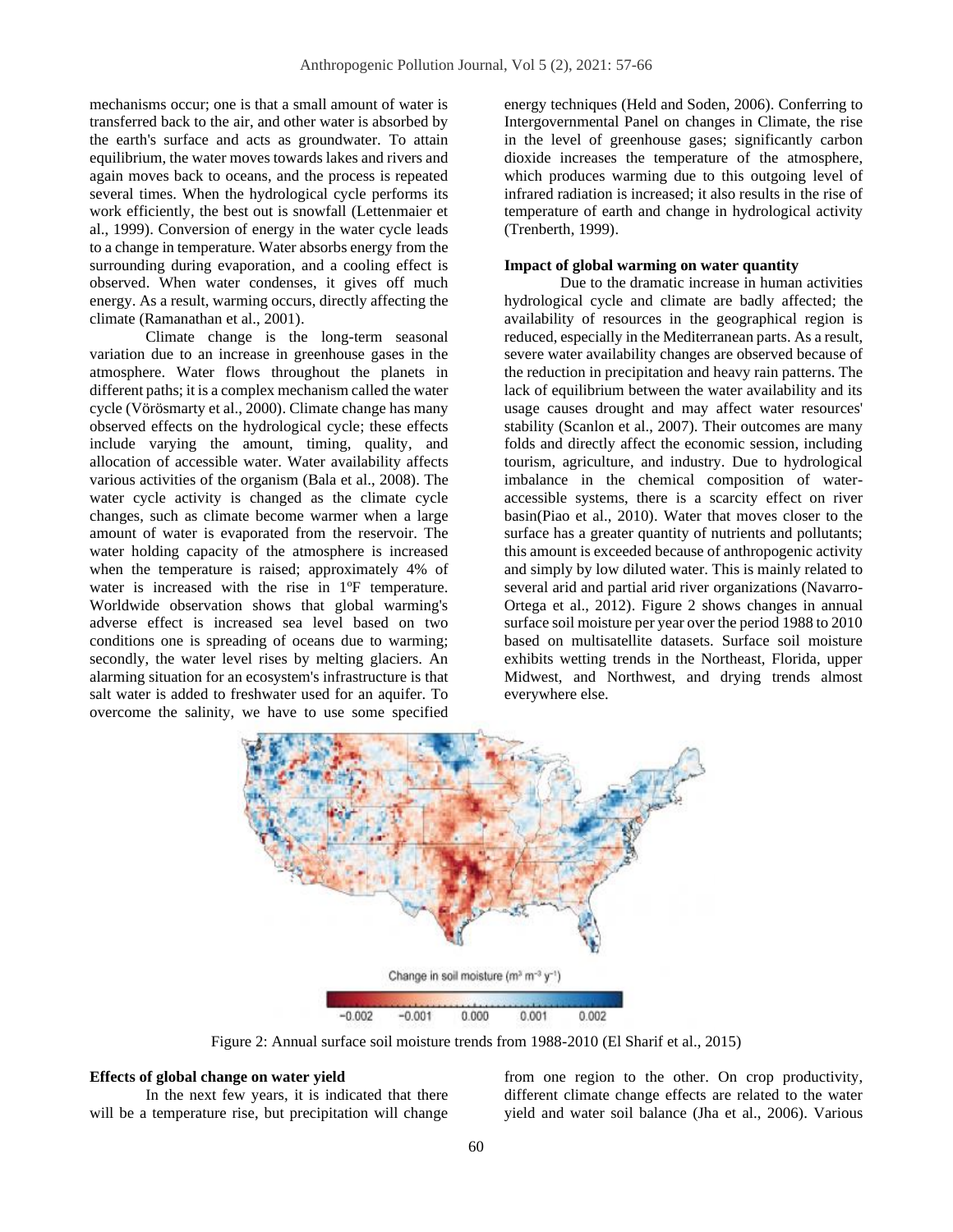mechanisms occur; one is that a small amount of water is transferred back to the air, and other water is absorbed by the earth's surface and acts as groundwater. To attain equilibrium, the water moves towards lakes and rivers and again moves back to oceans, and the process is repeated several times. When the hydrological cycle performs its work efficiently, the best out is snowfall (Lettenmaier et al., 1999). Conversion of energy in the water cycle leads to a change in temperature. Water absorbs energy from the surrounding during evaporation, and a cooling effect is observed. When water condenses, it gives off much energy. As a result, warming occurs, directly affecting the climate (Ramanathan et al., 2001).

Climate change is the long-term seasonal variation due to an increase in greenhouse gases in the atmosphere. Water flows throughout the planets in different paths; it is a complex mechanism called the water cycle (Vörösmarty et al., 2000). Climate change has many observed effects on the hydrological cycle; these effects include varying the amount, timing, quality, and allocation of accessible water. Water availability affects various activities of the organism (Bala et al., 2008). The water cycle activity is changed as the climate cycle changes, such as climate become warmer when a large amount of water is evaporated from the reservoir. The water holding capacity of the atmosphere is increased when the temperature is raised; approximately 4% of water is increased with the rise in 1ºF temperature. Worldwide observation shows that global warming's adverse effect is increased sea level based on two conditions one is spreading of oceans due to warming; secondly, the water level rises by melting glaciers. An alarming situation for an ecosystem's infrastructure is that salt water is added to freshwater used for an aquifer. To overcome the salinity, we have to use some specified energy techniques (Held and Soden, 2006). Conferring to Intergovernmental Panel on changes in Climate, the rise in the level of greenhouse gases; significantly carbon dioxide increases the temperature of the atmosphere, which produces warming due to this outgoing level of infrared radiation is increased; it also results in the rise of temperature of earth and change in hydrological activity (Trenberth, 1999).

**Impact of global warming on water quantity**

Due to the dramatic increase in human activities hydrological cycle and climate are badly affected; the availability of resources in the geographical region is reduced, especially in the Mediterranean parts. As a result, severe water availability changes are observed because of the reduction in precipitation and heavy rain patterns. The lack of equilibrium between the water availability and its usage causes drought and may affect water resources' stability (Scanlon et al., 2007). Their outcomes are many folds and directly affect the economic session, including tourism, agriculture, and industry. Due to hydrological imbalance in the chemical composition of water-accessible systems, there is a scarcity effect on river basin(Piao et al., 2010). Water that moves closer to the surface has a greater quantity of nutrients and pollutants; this amount is exceeded because of anthropogenic activity and simply by low diluted water. This is mainly related to several arid and partial arid river organizations (Navarro-Ortega et al., 2012). Figure 2 shows changes in annual surface soil moisture per year over the period 1988 to 2010 based on multisatellite datasets. Surface soil moisture exhibits wetting trends in the Northeast, Florida, upper Midwest, and Northwest, and drying trends almost everywhere else.

Figure 2: Annual surface soil moisture trends from 1988-2010 (El Sharif et al., 2015)

**Effects of global change on water yield**

In the next few years, it is indicated that there will be a temperature rise, but precipitation will change from one region to the other. On crop productivity, different climate change effects are related to the water yield and water soil balance (Jha et al., 2006). Various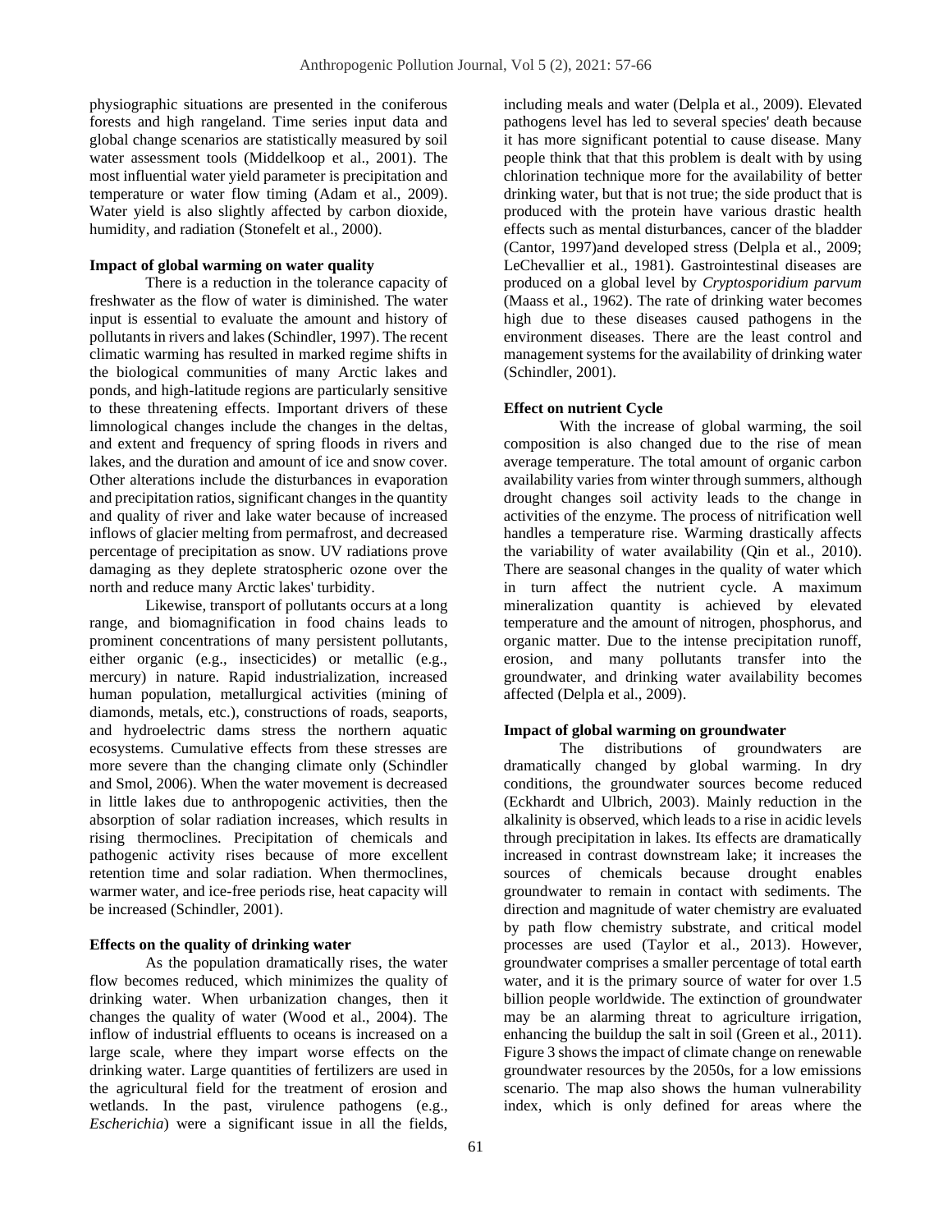physiographic situations are presented in the coniferous forests and high rangeland. Time series input data and global change scenarios are statistically measured by soil water assessment tools (Middelkoop et al., 2001). The most influential water yield parameter is precipitation and temperature or water flow timing (Adam et al., 2009). Water yield is also slightly affected by carbon dioxide, humidity, and radiation (Stonefelt et al., 2000).

**Impact of global warming on water quality**

There is a reduction in the tolerance capacity of freshwater as the flow of water is diminished. The water input is essential to evaluate the amount and history of pollutants in rivers and lakes (Schindler, 1997). The recent climatic warming has resulted in marked regime shifts in the biological communities of many Arctic lakes and ponds, and high-latitude regions are particularly sensitive to these threatening effects. Important drivers of these limnological changes include the changes in the deltas, and extent and frequency of spring floods in rivers and lakes, and the duration and amount of ice and snow cover. Other alterations include the disturbances in evaporation and precipitation ratios, significant changes in the quantity and quality of river and lake water because of increased inflows of glacier melting from permafrost, and decreased percentage of precipitation as snow. UV radiations prove damaging as they deplete stratospheric ozone over the north and reduce many Arctic lakes' turbidity.

Likewise, transport of pollutants occurs at a long range, and biomagnification in food chains leads to prominent concentrations of many persistent pollutants, either organic (e.g., insecticides) or metallic (e.g., mercury) in nature. Rapid industrialization, increased human population, metallurgical activities (mining of diamonds, metals, etc.), constructions of roads, seaports, and hydroelectric dams stress the northern aquatic ecosystems. Cumulative effects from these stresses are more severe than the changing climate only (Schindler and Smol, 2006). When the water movement is decreased in little lakes due to anthropogenic activities, then the absorption of solar radiation increases, which results in rising thermoclines. Precipitation of chemicals and pathogenic activity rises because of more excellent retention time and solar radiation. When thermoclines, warmer water, and ice-free periods rise, heat capacity will be increased (Schindler, 2001).

**Effects on the quality of drinking water**

As the population dramatically rises, the water flow becomes reduced, which minimizes the quality of drinking water. When urbanization changes, then it changes the quality of water (Wood et al., 2004). The inflow of industrial effluents to oceans is increased on a large scale, where they impart worse effects on the drinking water. Large quantities of fertilizers are used in the agricultural field for the treatment of erosion and wetlands. In the past, virulence pathogens (e.g., *Escherichia*) were a significant issue in all the fields, including meals and water (Delpla et al., 2009). Elevated pathogens level has led to several species' death because it has more significant potential to cause disease. Many people think that that this problem is dealt with by using chlorination technique more for the availability of better drinking water, but that is not true; the side product that is produced with the protein have various drastic health effects such as mental disturbances, cancer of the bladder (Cantor, 1997)and developed stress (Delpla et al., 2009; LeChevallier et al., 1981). Gastrointestinal diseases are produced on a global level by *Cryptosporidium parvum* (Maass et al., 1962). The rate of drinking water becomes high due to these diseases caused pathogens in the environment diseases. There are the least control and management systems for the availability of drinking water (Schindler, 2001).

**Effect on nutrient Cycle**

With the increase of global warming, the soil composition is also changed due to the rise of mean average temperature. The total amount of organic carbon availability varies from winter through summers, although drought changes soil activity leads to the change in activities of the enzyme. The process of nitrification well handles a temperature rise. Warming drastically affects the variability of water availability (Qin et al., 2010). There are seasonal changes in the quality of water which in turn affect the nutrient cycle. A maximum mineralization quantity is achieved by elevated temperature and the amount of nitrogen, phosphorus, and organic matter. Due to the intense precipitation runoff, erosion, and many pollutants transfer into the groundwater, and drinking water availability becomes affected (Delpla et al., 2009).

**Impact of global warming on groundwater**

The distributions of groundwaters are dramatically changed by global warming. In dry conditions, the groundwater sources become reduced (Eckhardt and Ulbrich, 2003). Mainly reduction in the alkalinity is observed, which leads to a rise in acidic levels through precipitation in lakes. Its effects are dramatically increased in contrast downstream lake; it increases the sources of chemicals because drought enables groundwater to remain in contact with sediments. The direction and magnitude of water chemistry are evaluated by path flow chemistry substrate, and critical model processes are used (Taylor et al., 2013). However, groundwater comprises a smaller percentage of total earth water, and it is the primary source of water for over 1.5 billion people worldwide. The extinction of groundwater may be an alarming threat to agriculture irrigation, enhancing the buildup the salt in soil (Green et al., 2011). Figure 3 shows the impact of climate change on renewable groundwater resources by the 2050s, for a low emissions scenario. The map also shows the human vulnerability index, which is only defined for areas where the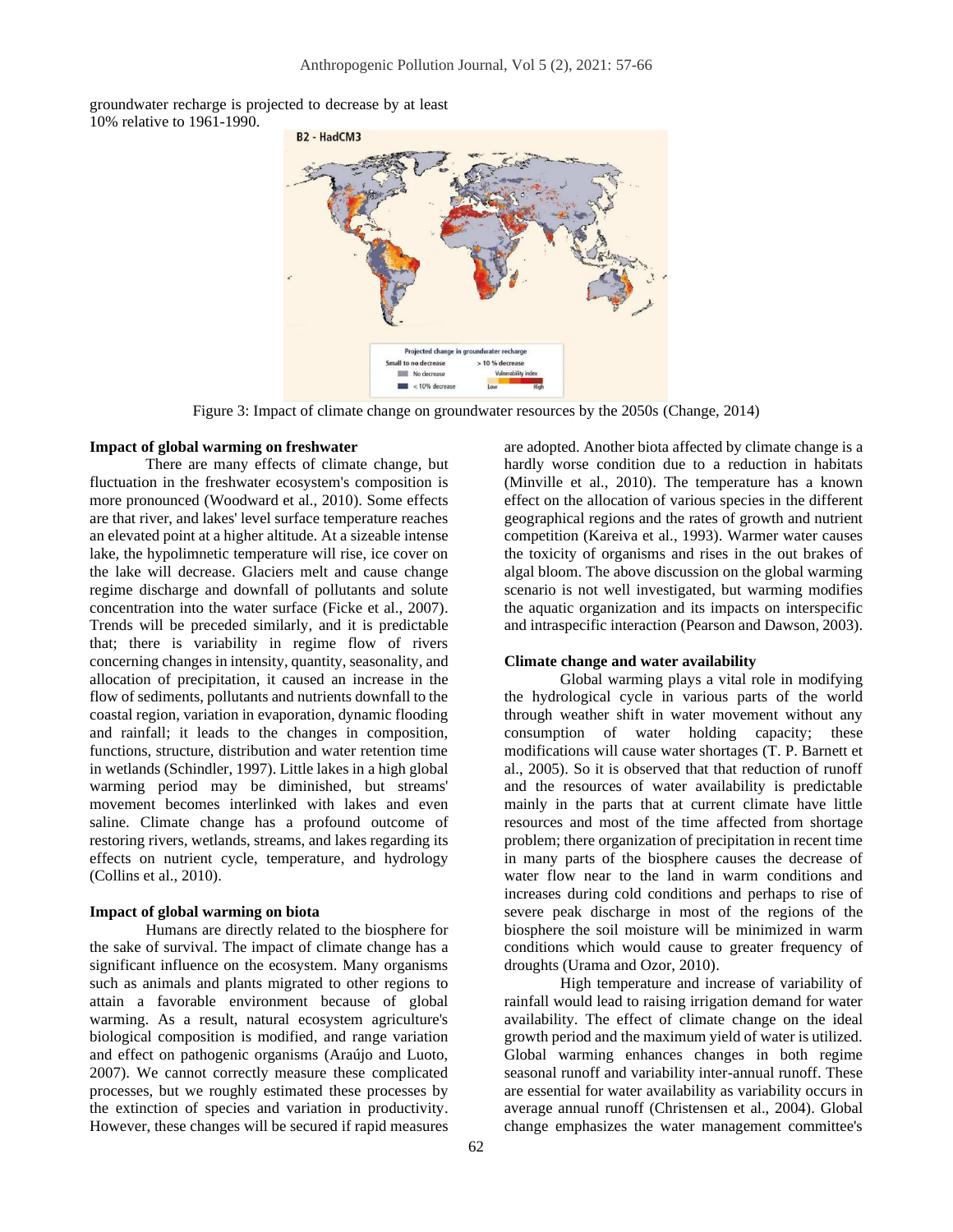groundwater recharge is projected to decrease by at least 10% relative to 1961-1990.

Figure 3: Impact of climate change on groundwater resources by the 2050s (Change, 2014)

**Impact of global warming on freshwater**

There are many effects of climate change, but fluctuation in the freshwater ecosystem's composition is more pronounced (Woodward et al., 2010). Some effects are that river, and lakes' level surface temperature reaches an elevated point at a higher altitude. At a sizeable intense lake, the hypolimnetic temperature will rise, ice cover on the lake will decrease. Glaciers melt and cause change regime discharge and downfall of pollutants and solute concentration into the water surface (Ficke et al., 2007). Trends will be preceded similarly, and it is predictable that; there is variability in regime flow of rivers concerning changes in intensity, quantity, seasonality, and allocation of precipitation, it caused an increase in the flow of sediments, pollutants and nutrients downfall to the coastal region, variation in evaporation, dynamic flooding and rainfall; it leads to the changes in composition, functions, structure, distribution and water retention time in wetlands (Schindler, 1997). Little lakes in a high global warming period may be diminished, but streams' movement becomes interlinked with lakes and even saline. Climate change has a profound outcome of restoring rivers, wetlands, streams, and lakes regarding its effects on nutrient cycle, temperature, and hydrology (Collins et al., 2010).

**Impact of global warming on biota**

Humans are directly related to the biosphere for the sake of survival. The impact of climate change has a significant influence on the ecosystem. Many organisms such as animals and plants migrated to other regions to attain a favorable environment because of global warming. As a result, natural ecosystem agriculture's biological composition is modified, and range variation and effect on pathogenic organisms (Araújo and Luoto, 2007). We cannot correctly measure these complicated processes, but we roughly estimated these processes by the extinction of species and variation in productivity. However, these changes will be secured if rapid measures are adopted. Another biota affected by climate change is a hardly worse condition due to a reduction in habitats (Minville et al., 2010). The temperature has a known effect on the allocation of various species in the different geographical regions and the rates of growth and nutrient competition (Kareiva et al., 1993). Warmer water causes the toxicity of organisms and rises in the out brakes of algal bloom. The above discussion on the global warming scenario is not well investigated, but warming modifies the aquatic organization and its impacts on interspecific and intraspecific interaction (Pearson and Dawson, 2003).

**Climate change and water availability**

Global warming plays a vital role in modifying the hydrological cycle in various parts of the world through weather shift in water movement without any consumption of water holding capacity; these modifications will cause water shortages (T. P. Barnett et al., 2005). So it is observed that that reduction of runoff and the resources of water availability is predictable mainly in the parts that at current climate have little resources and most of the time affected from shortage problem; there organization of precipitation in recent time in many parts of the biosphere causes the decrease of water flow near to the land in warm conditions and increases during cold conditions and perhaps to rise of severe peak discharge in most of the regions of the biosphere the soil moisture will be minimized in warm conditions which would cause to greater frequency of droughts (Urama and Ozor, 2010).

High temperature and increase of variability of rainfall would lead to raising irrigation demand for water availability. The effect of climate change on the ideal growth period and the maximum yield of water is utilized. Global warming enhances changes in both regime seasonal runoff and variability inter-annual runoff. These are essential for water availability as variability occurs in average annual runoff (Christensen et al., 2004). Global change emphasizes the water management committee's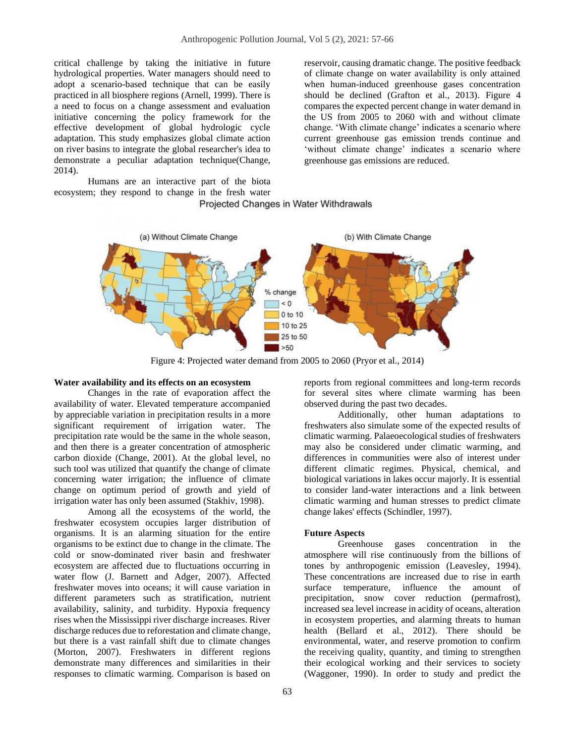critical challenge by taking the initiative in future hydrological properties. Water managers should need to adopt a scenario-based technique that can be easily practiced in all biosphere regions (Arnell, 1999). There is a need to focus on a change assessment and evaluation initiative concerning the policy framework for the effective development of global hydrologic cycle adaptation. This study emphasizes global climate action on river basins to integrate the global researcher's idea to demonstrate a peculiar adaptation technique(Change, 2014).

Humans are an interactive part of the biota ecosystem; they respond to change in the fresh water reservoir, causing dramatic change. The positive feedback of climate change on water availability is only attained when human-induced greenhouse gases concentration should be declined (Grafton et al., 2013). Figure 4 compares the expected percent change in water demand in the US from 2005 to 2060 with and without climate change. 'With climate change' indicates a scenario where current greenhouse gas emission trends continue and 'without climate change' indicates a scenario where greenhouse gas emissions are reduced.

Figure 4: Projected water demand from 2005 to 2060 (Pryor et al., 2014)

**Water availability and its effects on an ecosystem**

Changes in the rate of evaporation affect the availability of water. Elevated temperature accompanied by appreciable variation in precipitation results in a more significant requirement of irrigation water. The precipitation rate would be the same in the whole season, and then there is a greater concentration of atmospheric carbon dioxide (Change, 2001). At the global level, no such tool was utilized that quantify the change of climate concerning water irrigation; the influence of climate change on optimum period of growth and yield of irrigation water has only been assumed (Stakhiv, 1998).

Among all the ecosystems of the world, the freshwater ecosystem occupies larger distribution of organisms. It is an alarming situation for the entire organisms to be extinct due to change in the climate. The cold or snow-dominated river basin and freshwater ecosystem are affected due to fluctuations occurring in water flow (J. Barnett and Adger, 2007). Affected freshwater moves into oceans; it will cause variation in different parameters such as stratification, nutrient availability, salinity, and turbidity. Hypoxia frequency rises when the Mississippi river discharge increases. River discharge reduces due to reforestation and climate change, but there is a vast rainfall shift due to climate changes (Morton, 2007). Freshwaters in different regions demonstrate many differences and similarities in their responses to climatic warming. Comparison is based on reports from regional committees and long-term records for several sites where climate warming has been observed during the past two decades.

Additionally, other human adaptations to freshwaters also simulate some of the expected results of climatic warming. Palaeoecological studies of freshwaters may also be considered under climatic warming, and differences in communities were also of interest under different climatic regimes. Physical, chemical, and biological variations in lakes occur majorly. It is essential to consider land-water interactions and a link between climatic warming and human stresses to predict climate change lakes' effects (Schindler, 1997).

**Future Aspects**

Greenhouse gases concentration in the atmosphere will rise continuously from the billions of tones by anthropogenic emission (Leavesley, 1994). These concentrations are increased due to rise in earth surface temperature, influence the amount of precipitation, snow cover reduction (permafrost), increased sea level increase in acidity of oceans, alteration in ecosystem properties, and alarming threats to human health (Bellard et al., 2012). There should be environmental, water, and reserve promotion to confirm the receiving quality, quantity, and timing to strengthen their ecological working and their services to society (Waggoner, 1990). In order to study and predict the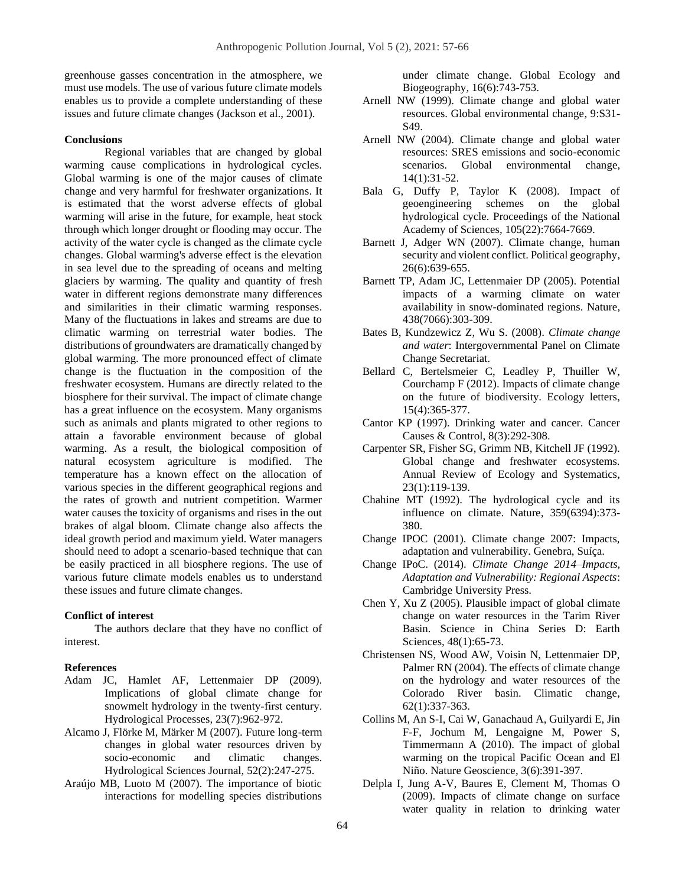greenhouse gasses concentration in the atmosphere, we must use models. The use of various future climate models enables us to provide a complete understanding of these issues and future climate changes (Jackson et al., 2001).

## Conclusions

Regional variables that are changed by global warming cause complications in hydrological cycles. Global warming is one of the major causes of climate change and very harmful for freshwater organizations. It is estimated that the worst adverse effects of global warming will arise in the future, for example, heat stock through which longer drought or flooding may occur. The activity of the water cycle is changed as the climate cycle changes. Global warming's adverse effect is the elevation in sea level due to the spreading of oceans and melting glaciers by warming. The quality and quantity of fresh water in different regions demonstrate many differences and similarities in their climatic warming responses. Many of the fluctuations in lakes and streams are due to climatic warming on terrestrial water bodies. The distributions of groundwaters are dramatically changed by global warming. The more pronounced effect of climate change is the fluctuation in the composition of the freshwater ecosystem. Humans are directly related to the biosphere for their survival. The impact of climate change has a great influence on the ecosystem. Many organisms such as animals and plants migrated to other regions to attain a favorable environment because of global warming. As a result, the biological composition of natural ecosystem agriculture is modified. The temperature has a known effect on the allocation of various species in the different geographical regions and the rates of growth and nutrient competition. Warmer water causes the toxicity of organisms and rises in the out brakes of algal bloom. Climate change also affects the ideal growth period and maximum yield. Water managers should need to adopt a scenario-based technique that can be easily practiced in all biosphere regions. The use of various future climate models enables us to understand these issues and future climate changes.

## Conflict of interest

The authors declare that they have no conflict of interest.

## References

Adam JC, Hamlet AF, Lettenmaier DP (2009). Implications of global climate change for snowmelt hydrology in the twenty-first century. Hydrological Processes, 23(7):962-972.

Alcamo J, Flörke M, Märker M (2007). Future long-term changes in global water resources driven by socio-economic and climatic changes. Hydrological Sciences Journal, 52(2):247-275.

Araújo MB, Luoto M (2007). The importance of biotic interactions for modelling species distributions under climate change. Global Ecology and Biogeography, 16(6):743-753.

Arnell NW (1999). Climate change and global water resources. Global environmental change, 9:S31-S49.

Arnell NW (2004). Climate change and global water resources: SRES emissions and socio-economic scenarios. Global environmental change, 14(1):31-52.

Bala G, Duffy P, Taylor K (2008). Impact of geoengineering schemes on the global hydrological cycle. Proceedings of the National Academy of Sciences, 105(22):7664-7669.

Barnett J, Adger WN (2007). Climate change, human security and violent conflict. Political geography, 26(6):639-655.

Barnett TP, Adam JC, Lettenmaier DP (2005). Potential impacts of a warming climate on water availability in snow-dominated regions. Nature, 438(7066):303-309.

Bates B, Kundzewicz Z, Wu S. (2008). *Climate change and water*: Intergovernmental Panel on Climate Change Secretariat.

Bellard C, Bertelsmeier C, Leadley P, Thuiller W, Courchamp F (2012). Impacts of climate change on the future of biodiversity. Ecology letters, 15(4):365-377.

Cantor KP (1997). Drinking water and cancer. Cancer Causes & Control, 8(3):292-308.

Carpenter SR, Fisher SG, Grimm NB, Kitchell JF (1992). Global change and freshwater ecosystems. Annual Review of Ecology and Systematics, 23(1):119-139.

Chahine MT (1992). The hydrological cycle and its influence on climate. Nature, 359(6394):373-380.

Change IPOC (2001). Climate change 2007: Impacts, adaptation and vulnerability. Genebra, Suíça.

Change IPoC. (2014). *Climate Change 2014–Impacts, Adaptation and Vulnerability: Regional Aspects*: Cambridge University Press.

Chen Y, Xu Z (2005). Plausible impact of global climate change on water resources in the Tarim River Basin. Science in China Series D: Earth Sciences, 48(1):65-73.

Christensen NS, Wood AW, Voisin N, Lettenmaier DP, Palmer RN (2004). The effects of climate change on the hydrology and water resources of the Colorado River basin. Climatic change, 62(1):337-363.

Collins M, An S-I, Cai W, Ganachaud A, Guilyardi E, Jin F-F, Jochum M, Lengaigne M, Power S, Timmermann A (2010). The impact of global warming on the tropical Pacific Ocean and El Niño. Nature Geoscience, 3(6):391-397.

Delpla I, Jung A-V, Baures E, Clement M, Thomas O (2009). Impacts of climate change on surface water quality in relation to drinking water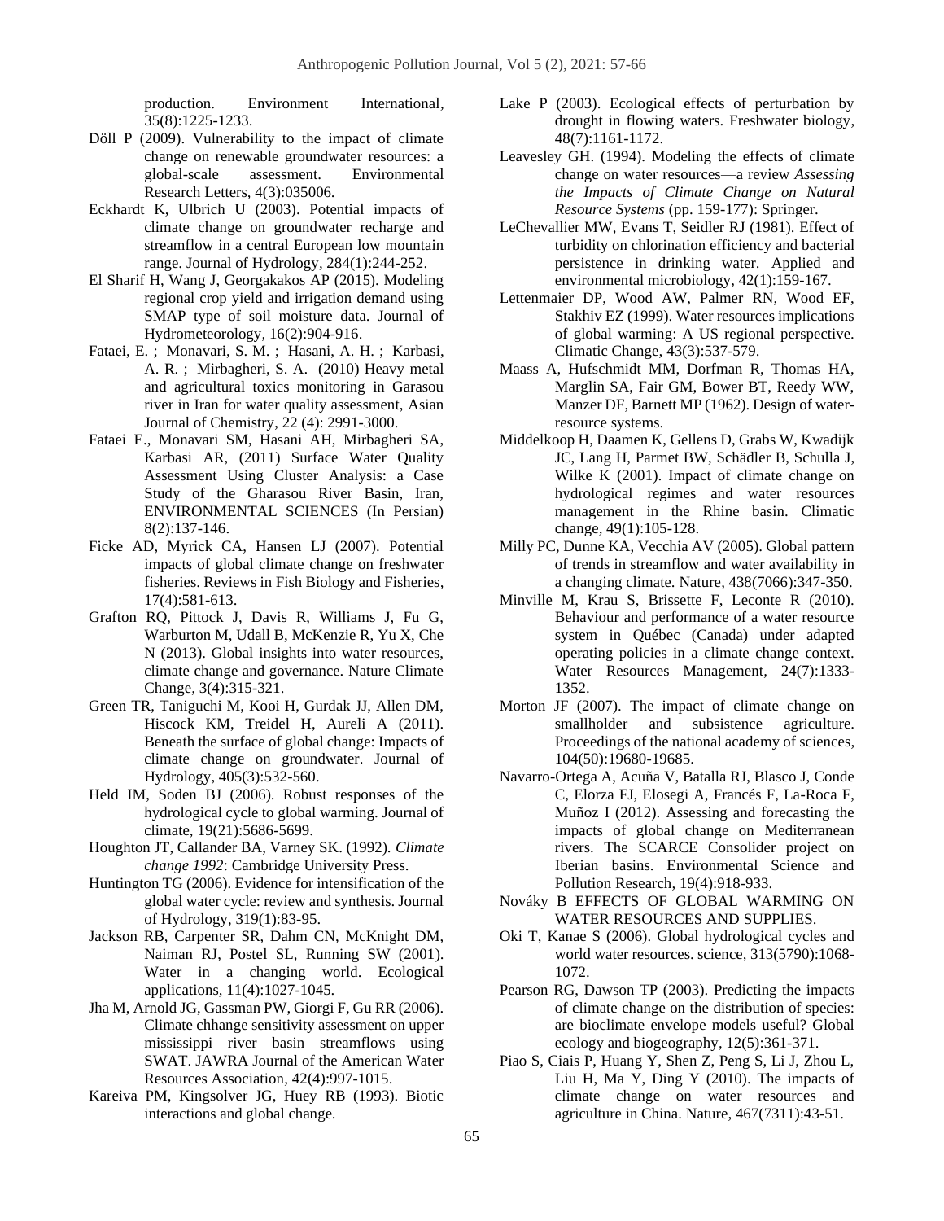production. Environment International, 35(8):1225-1233.

Döll P (2009). Vulnerability to the impact of climate change on renewable groundwater resources: a global-scale assessment. Environmental Research Letters, 4(3):035006.

Eckhardt K, Ulbrich U (2003). Potential impacts of climate change on groundwater recharge and streamflow in a central European low mountain range. Journal of Hydrology, 284(1):244-252.

El Sharif H, Wang J, Georgakakos AP (2015). Modeling regional crop yield and irrigation demand using SMAP type of soil moisture data. Journal of Hydrometeorology, 16(2):904-916.

Fataei, E. ; Monavari, S. M. ; Hasani, A. H. ; Karbasi, A. R. ; Mirbagheri, S. A. (2010) Heavy metal and agricultural toxics monitoring in Garasou river in Iran for water quality assessment, Asian Journal of Chemistry, 22 (4): 2991-3000.

Fataei E., Monavari SM, Hasani AH, Mirbagheri SA, Karbasi AR, (2011) Surface Water Quality Assessment Using Cluster Analysis: a Case Study of the Gharasou River Basin, Iran, ENVIRONMENTAL SCIENCES (In Persian) 8(2):137-146.

Ficke AD, Myrick CA, Hansen LJ (2007). Potential impacts of global climate change on freshwater fisheries. Reviews in Fish Biology and Fisheries, 17(4):581-613.

Grafton RQ, Pittock J, Davis R, Williams J, Fu G, Warburton M, Udall B, McKenzie R, Yu X, Che N (2013). Global insights into water resources, climate change and governance. Nature Climate Change, 3(4):315-321.

Green TR, Taniguchi M, Kooi H, Gurdak JJ, Allen DM, Hiscock KM, Treidel H, Aureli A (2011). Beneath the surface of global change: Impacts of climate change on groundwater. Journal of Hydrology, 405(3):532-560.

Held IM, Soden BJ (2006). Robust responses of the hydrological cycle to global warming. Journal of climate, 19(21):5686-5699.

Houghton JT, Callander BA, Varney SK. (1992). *Climate change 1992*: Cambridge University Press.

Huntington TG (2006). Evidence for intensification of the global water cycle: review and synthesis. Journal of Hydrology, 319(1):83-95.

Jackson RB, Carpenter SR, Dahm CN, McKnight DM, Naiman RJ, Postel SL, Running SW (2001). Water in a changing world. Ecological applications, 11(4):1027-1045.

Jha M, Arnold JG, Gassman PW, Giorgi F, Gu RR (2006). Climate chhange sensitivity assessment on upper mississippi river basin streamflows using SWAT. JAWRA Journal of the American Water Resources Association, 42(4):997-1015.

Kareiva PM, Kingsolver JG, Huey RB (1993). Biotic interactions and global change.

Lake P (2003). Ecological effects of perturbation by drought in flowing waters. Freshwater biology, 48(7):1161-1172.

Leavesley GH. (1994). Modeling the effects of climate change on water resources—a review *Assessing the Impacts of Climate Change on Natural Resource Systems* (pp. 159-177): Springer.

LeChevallier MW, Evans T, Seidler RJ (1981). Effect of turbidity on chlorination efficiency and bacterial persistence in drinking water. Applied and environmental microbiology, 42(1):159-167.

Lettenmaier DP, Wood AW, Palmer RN, Wood EF, Stakhiv EZ (1999). Water resources implications of global warming: A US regional perspective. Climatic Change, 43(3):537-579.

Maass A, Hufschmidt MM, Dorfman R, Thomas HA, Marglin SA, Fair GM, Bower BT, Reedy WW, Manzer DF, Barnett MP (1962). Design of water-resource systems.

Middelkoop H, Daamen K, Gellens D, Grabs W, Kwadijk JC, Lang H, Parmet BW, Schädler B, Schulla J, Wilke K (2001). Impact of climate change on hydrological regimes and water resources management in the Rhine basin. Climatic change, 49(1):105-128.

Milly PC, Dunne KA, Vecchia AV (2005). Global pattern of trends in streamflow and water availability in a changing climate. Nature, 438(7066):347-350.

Minville M, Krau S, Brissette F, Leconte R (2010). Behaviour and performance of a water resource system in Québec (Canada) under adapted operating policies in a climate change context. Water Resources Management, 24(7):1333-1352.

Morton JF (2007). The impact of climate change on smallholder and subsistence agriculture. Proceedings of the national academy of sciences, 104(50):19680-19685.

Navarro-Ortega A, Acuña V, Batalla RJ, Blasco J, Conde C, Elorza FJ, Elosegi A, Francés F, La-Roca F, Muñoz I (2012). Assessing and forecasting the impacts of global change on Mediterranean rivers. The SCARCE Consolider project on Iberian basins. Environmental Science and Pollution Research, 19(4):918-933.

Nováky B EFFECTS OF GLOBAL WARMING ON WATER RESOURCES AND SUPPLIES.

Oki T, Kanae S (2006). Global hydrological cycles and world water resources. science, 313(5790):1068-1072.

Pearson RG, Dawson TP (2003). Predicting the impacts of climate change on the distribution of species: are bioclimate envelope models useful? Global ecology and biogeography, 12(5):361-371.

Piao S, Ciais P, Huang Y, Shen Z, Peng S, Li J, Zhou L, Liu H, Ma Y, Ding Y (2010). The impacts of climate change on water resources and agriculture in China. Nature, 467(7311):43-51.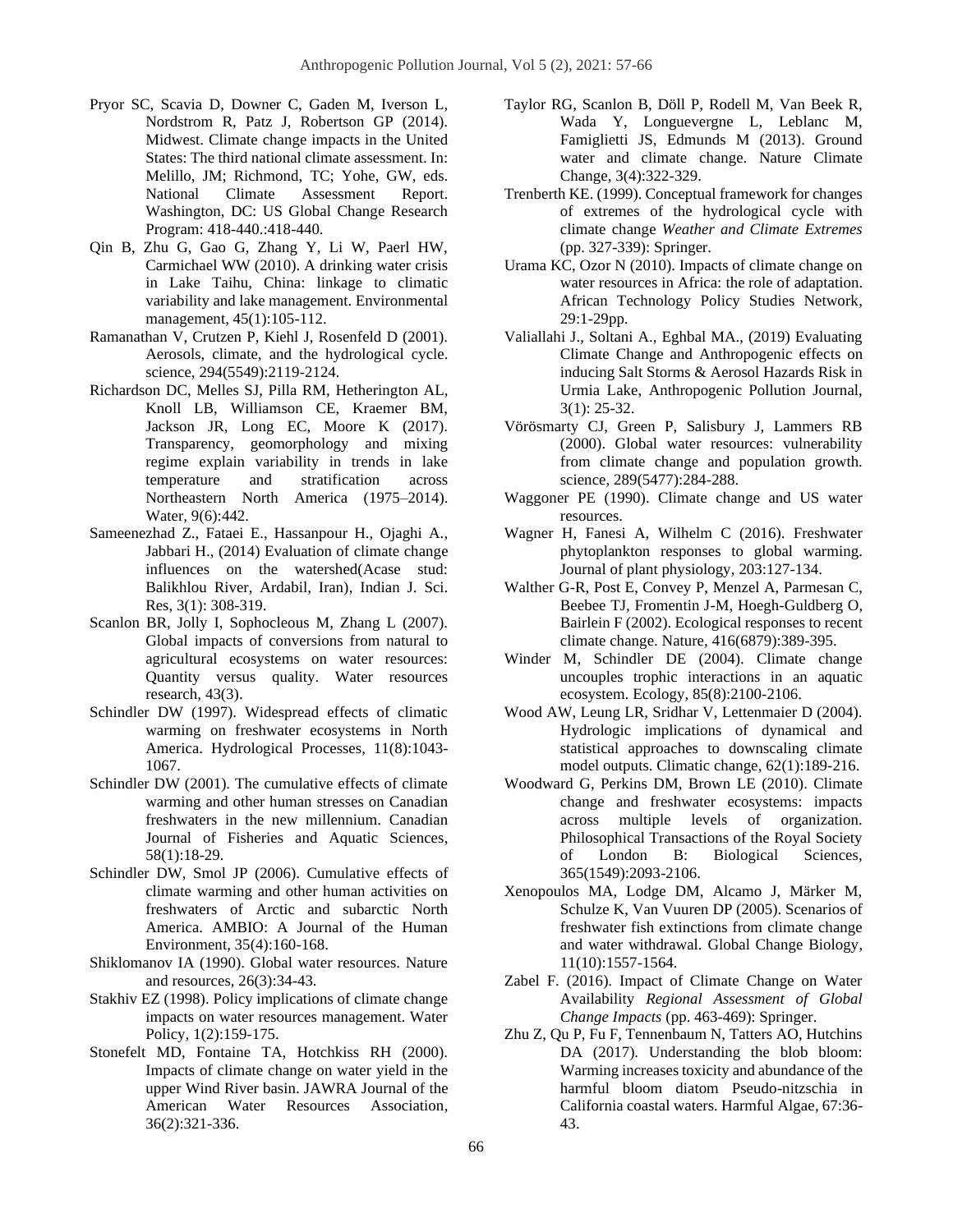Pryor SC, Scavia D, Downer C, Gaden M, Iverson L, Nordstrom R, Patz J, Robertson GP (2014). Midwest. Climate change impacts in the United States: The third national climate assessment. In: Melillo, JM; Richmond, TC; Yohe, GW, eds. National Climate Assessment Report. Washington, DC: US Global Change Research Program: 418-440.:418-440.

Qin B, Zhu G, Gao G, Zhang Y, Li W, Paerl HW, Carmichael WW (2010). A drinking water crisis in Lake Taihu, China: linkage to climatic variability and lake management. Environmental management, 45(1):105-112.

Ramanathan V, Crutzen P, Kiehl J, Rosenfeld D (2001). Aerosols, climate, and the hydrological cycle. science, 294(5549):2119-2124.

Richardson DC, Melles SJ, Pilla RM, Hetherington AL, Knoll LB, Williamson CE, Kraemer BM, Jackson JR, Long EC, Moore K (2017). Transparency, geomorphology and mixing regime explain variability in trends in lake temperature and stratification across Northeastern North America (1975–2014). Water, 9(6):442.

Sameenezhad Z., Fataei E., Hassanpour H., Ojaghi A., Jabbari H., (2014) Evaluation of climate change influences on the watershed(Acase stud: Balikhlou River, Ardabil, Iran), Indian J. Sci. Res, 3(1): 308-319.

Scanlon BR, Jolly I, Sophocleous M, Zhang L (2007). Global impacts of conversions from natural to agricultural ecosystems on water resources: Quantity versus quality. Water resources research, 43(3).

Schindler DW (1997). Widespread effects of climatic warming on freshwater ecosystems in North America. Hydrological Processes, 11(8):1043-1067.

Schindler DW (2001). The cumulative effects of climate warming and other human stresses on Canadian freshwaters in the new millennium. Canadian Journal of Fisheries and Aquatic Sciences, 58(1):18-29.

Schindler DW, Smol JP (2006). Cumulative effects of climate warming and other human activities on freshwaters of Arctic and subarctic North America. AMBIO: A Journal of the Human Environment, 35(4):160-168.

Shiklomanov IA (1990). Global water resources. Nature and resources, 26(3):34-43.

Stakhiv EZ (1998). Policy implications of climate change impacts on water resources management. Water Policy, 1(2):159-175.

Stonefelt MD, Fontaine TA, Hotchkiss RH (2000). Impacts of climate change on water yield in the upper Wind River basin. JAWRA Journal of the American Water Resources Association, 36(2):321-336.

Taylor RG, Scanlon B, Döll P, Rodell M, Van Beek R, Wada Y, Longuevergne L, Leblanc M, Famiglietti JS, Edmunds M (2013). Ground water and climate change. Nature Climate Change, 3(4):322-329.

Trenberth KE. (1999). Conceptual framework for changes of extremes of the hydrological cycle with climate change *Weather and Climate Extremes* (pp. 327-339): Springer.

Urama KC, Ozor N (2010). Impacts of climate change on water resources in Africa: the role of adaptation. African Technology Policy Studies Network, 29:1-29pp.

Valiallahi J., Soltani A., Eghbal MA., (2019) Evaluating Climate Change and Anthropogenic effects on inducing Salt Storms & Aerosol Hazards Risk in Urmia Lake, Anthropogenic Pollution Journal, 3(1): 25-32.

Vörösmarty CJ, Green P, Salisbury J, Lammers RB (2000). Global water resources: vulnerability from climate change and population growth. science, 289(5477):284-288.

Waggoner PE (1990). Climate change and US water resources.

Wagner H, Fanesi A, Wilhelm C (2016). Freshwater phytoplankton responses to global warming. Journal of plant physiology, 203:127-134.

Walther G-R, Post E, Convey P, Menzel A, Parmesan C, Beebee TJ, Fromentin J-M, Hoegh-Guldberg O, Bairlein F (2002). Ecological responses to recent climate change. Nature, 416(6879):389-395.

Winder M, Schindler DE (2004). Climate change uncouples trophic interactions in an aquatic ecosystem. Ecology, 85(8):2100-2106.

Wood AW, Leung LR, Sridhar V, Lettenmaier D (2004). Hydrologic implications of dynamical and statistical approaches to downscaling climate model outputs. Climatic change, 62(1):189-216.

Woodward G, Perkins DM, Brown LE (2010). Climate change and freshwater ecosystems: impacts across multiple levels of organization. Philosophical Transactions of the Royal Society of London B: Biological Sciences, 365(1549):2093-2106.

Xenopoulos MA, Lodge DM, Alcamo J, Märker M, Schulze K, Van Vuuren DP (2005). Scenarios of freshwater fish extinctions from climate change and water withdrawal. Global Change Biology, 11(10):1557-1564.

Zabel F. (2016). Impact of Climate Change on Water Availability *Regional Assessment of Global Change Impacts* (pp. 463-469): Springer.

Zhu Z, Qu P, Fu F, Tennenbaum N, Tatters AO, Hutchins DA (2017). Understanding the blob bloom: Warming increases toxicity and abundance of the harmful bloom diatom Pseudo-nitzschia in California coastal waters. Harmful Algae, 67:36-43.